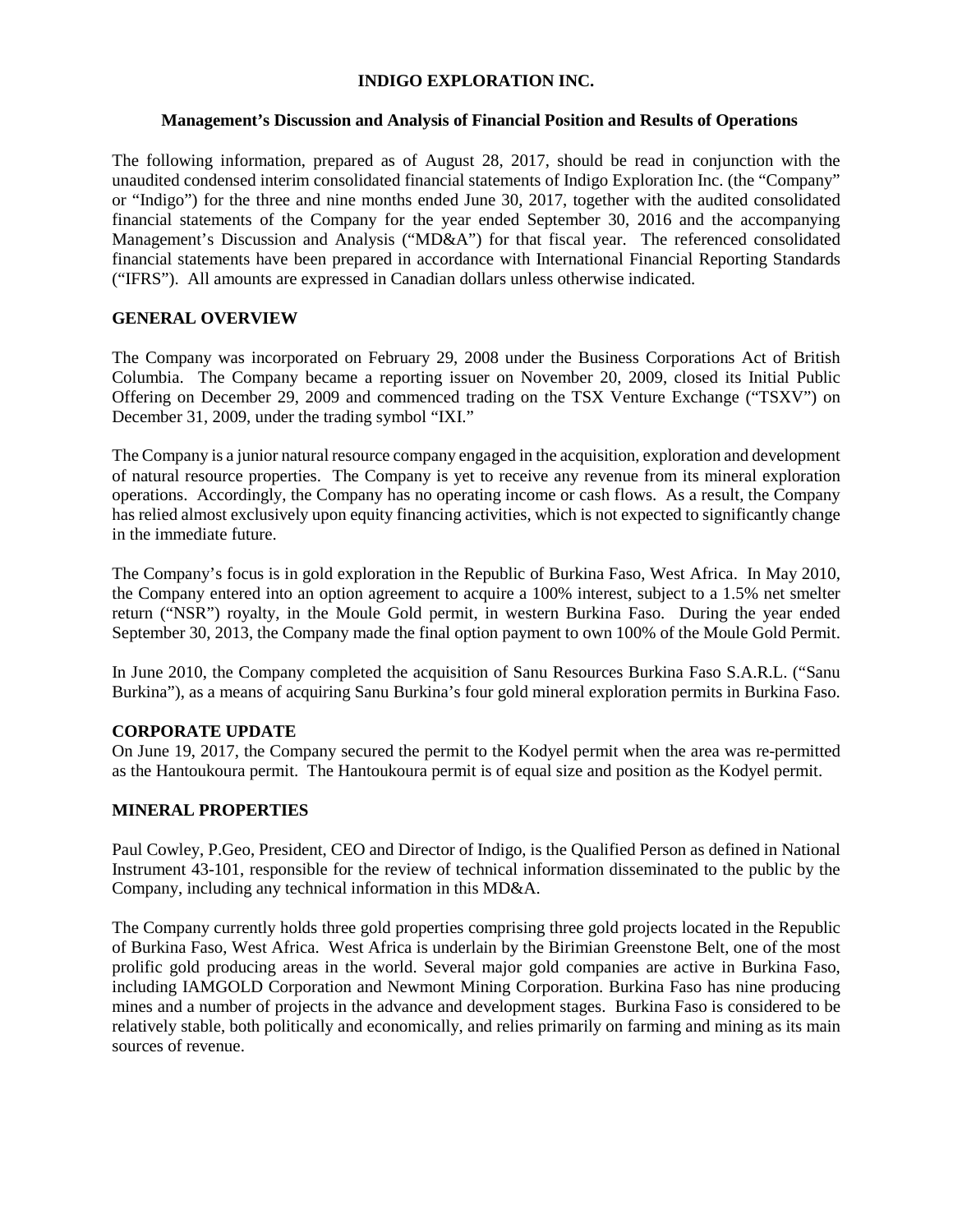# INDIGO EXPLORATION INC.

## Management's Discussion and Analysis of Financial Position and Results of Operations

The following information, prepared as of August 28, 2017, should be read in conjunction with the unaudited condensed interim consolidated financial statements of Indigo Exploration Inc. (the "Company" or "Indigo") for the three and nine months ended June 30, 2017, together with the audited consolidated financial statements of the Company for the year ended September 30, 2016 and the accompanying Management's Discussion and Analysis ("MD&A") for that fiscal year. The referenced consolidated financial statements have been prepared in accordance with International Financial Reporting Standards ("IFRS"). All amounts are expressed in Canadian dollars unless otherwise indicated.

### GENERAL OVERVIEW

The Company was incorporated on February 29, 2008 under the Business Corporations Act of British Columbia. The Company became a reporting issuer on November 20, 2009, closed its Initial Public Offering on December 29, 2009 and commenced trading on the TSX Venture Exchange ("TSXV") on December 31, 2009, under the trading symbol "IXI."

The Company is a junior natural resource company engaged in the acquisition, exploration and development of natural resource properties. The Company is yet to receive any revenue from its mineral exploration operations. Accordingly, the Company has no operating income or cash flows. As a result, the Company has relied almost exclusively upon equity financing activities, which is not expected to significantly change in the immediate future.

The Company's focus is in gold exploration in the Republic of Burkina Faso, West Africa. In May 2010, the Company entered into an option agreement to acquire a 100% interest, subject to a 1.5% net smelter return ("NSR") royalty, in the Moule Gold permit, in western Burkina Faso. During the year ended September 30, 2013, the Company made the final option payment to own 100% of the Moule Gold Permit.

In June 2010, the Company completed the acquisition of Sanu Resources Burkina Faso S.A.R.L. ("Sanu Burkina"), as a means of acquiring Sanu Burkina's four gold mineral exploration permits in Burkina Faso.

### CORPORATE UPDATE

On June 19, 2017, the Company secured the permit to the Kodyel permit when the area was re-permitted as the Hantoukoura permit. The Hantoukoura permit is of equal size and position as the Kodyel permit.

### MINERAL PROPERTIES

Paul Cowley, P.Geo, President, CEO and Director of Indigo, is the Qualified Person as defined in National Instrument 43-101, responsible for the review of technical information disseminated to the public by the Company, including any technical information in this MD&A.

The Company currently holds three gold properties comprising three gold projects located in the Republic of Burkina Faso, West Africa. West Africa is underlain by the Birimian Greenstone Belt, one of the most prolific gold producing areas in the world. Several major gold companies are active in Burkina Faso, including IAMGOLD Corporation and Newmont Mining Corporation. Burkina Faso has nine producing mines and a number of projects in the advance and development stages. Burkina Faso is considered to be relatively stable, both politically and economically, and relies primarily on farming and mining as its main sources of revenue.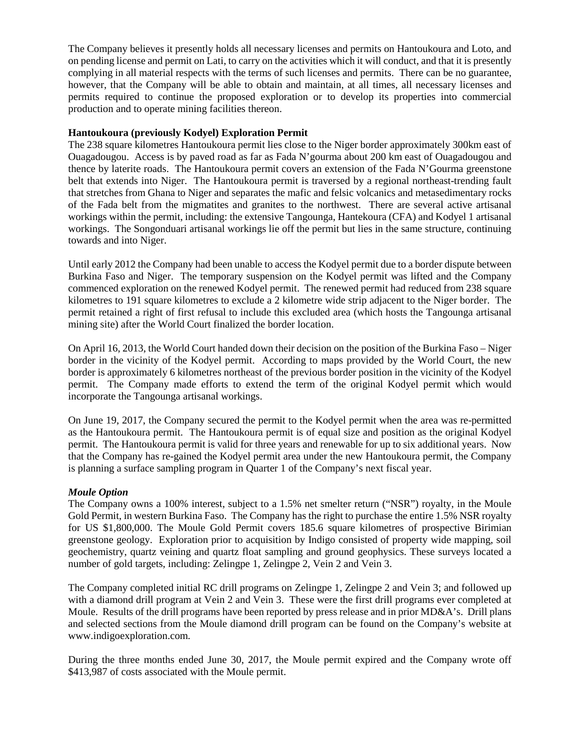The Company believes it presently holds all necessary licenses and permits on Hantoukoura and Loto, and on pending license and permit on Lati, to carry on the activities which it will conduct, and that it is presently complying in all material respects with the terms of such licenses and permits. There can be no guarantee, however, that the Company will be able to obtain and maintain, at all times, all necessary licenses and permits required to continue the proposed exploration or to develop its properties into commercial production and to operate mining facilities thereon.

**Hantoukoura (previously Kodyel) Exploration Permit**

The 238 square kilometres Hantoukoura permit lies close to the Niger border approximately 300km east of Ouagadougou. Access is by paved road as far as Fada N'gourma about 200 km east of Ouagadougou and thence by laterite roads. The Hantoukoura permit covers an extension of the Fada N'Gourma greenstone belt that extends into Niger. The Hantoukoura permit is traversed by a regional northeast-trending fault that stretches from Ghana to Niger and separates the mafic and felsic volcanics and metasedimentary rocks of the Fada belt from the migmatites and granites to the northwest. There are several active artisanal workings within the permit, including: the extensive Tangounga, Hantekoura (CFA) and Kodyel 1 artisanal workings. The Songonduari artisanal workings lie off the permit but lies in the same structure, continuing towards and into Niger.

Until early 2012 the Company had been unable to access the Kodyel permit due to a border dispute between Burkina Faso and Niger. The temporary suspension on the Kodyel permit was lifted and the Company commenced exploration on the renewed Kodyel permit. The renewed permit had reduced from 238 square kilometres to 191 square kilometres to exclude a 2 kilometre wide strip adjacent to the Niger border. The permit retained a right of first refusal to include this excluded area (which hosts the Tangounga artisanal mining site) after the World Court finalized the border location.

On April 16, 2013, the World Court handed down their decision on the position of the Burkina Faso – Niger border in the vicinity of the Kodyel permit. According to maps provided by the World Court, the new border is approximately 6 kilometres northeast of the previous border position in the vicinity of the Kodyel permit. The Company made efforts to extend the term of the original Kodyel permit which would incorporate the Tangounga artisanal workings.

On June 19, 2017, the Company secured the permit to the Kodyel permit when the area was re-permitted as the Hantoukoura permit. The Hantoukoura permit is of equal size and position as the original Kodyel permit. The Hantoukoura permit is valid for three years and renewable for up to six additional years. Now that the Company has re-gained the Kodyel permit area under the new Hantoukoura permit, the Company is planning a surface sampling program in Quarter 1 of the Company's next fiscal year.

***Moule Option***

The Company owns a 100% interest, subject to a 1.5% net smelter return ("NSR") royalty, in the Moule Gold Permit, in western Burkina Faso. The Company has the right to purchase the entire 1.5% NSR royalty for US $1,800,000. The Moule Gold Permit covers 185.6 square kilometres of prospective Birimian greenstone geology. Exploration prior to acquisition by Indigo consisted of property wide mapping, soil geochemistry, quartz veining and quartz float sampling and ground geophysics. These surveys located a number of gold targets, including: Zelingpe 1, Zelingpe 2, Vein 2 and Vein 3.

The Company completed initial RC drill programs on Zelingpe 1, Zelingpe 2 and Vein 3; and followed up with a diamond drill program at Vein 2 and Vein 3. These were the first drill programs ever completed at Moule. Results of the drill programs have been reported by press release and in prior MD&A's. Drill plans and selected sections from the Moule diamond drill program can be found on the Company's website at www.indigoexploration.com.

During the three months ended June 30, 2017, the Moule permit expired and the Company wrote off $413,987 of costs associated with the Moule permit.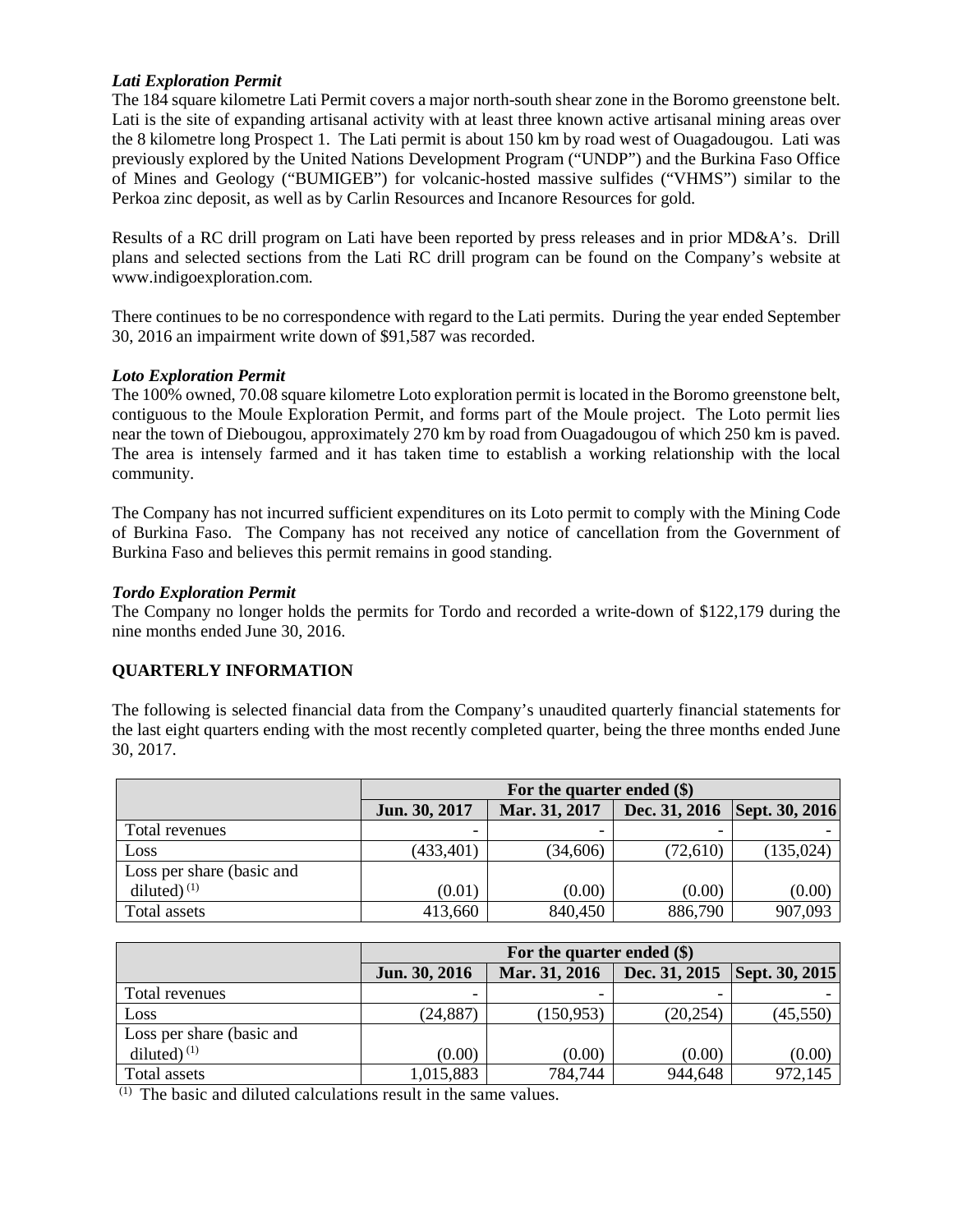### *Lati Exploration Permit*

The 184 square kilometre Lati Permit covers a major north-south shear zone in the Boromo greenstone belt. Lati is the site of expanding artisanal activity with at least three known active artisanal mining areas over the 8 kilometre long Prospect 1. The Lati permit is about 150 km by road west of Ouagadougou. Lati was previously explored by the United Nations Development Program ("UNDP") and the Burkina Faso Office of Mines and Geology ("BUMIGEB") for volcanic-hosted massive sulfides ("VHMS") similar to the Perkoa zinc deposit, as well as by Carlin Resources and Incanore Resources for gold.

Results of a RC drill program on Lati have been reported by press releases and in prior MD&A's. Drill plans and selected sections from the Lati RC drill program can be found on the Company's website at www.indigoexploration.com.

There continues to be no correspondence with regard to the Lati permits. During the year ended September 30, 2016 an impairment write down of $91,587 was recorded.

### *Loto Exploration Permit*

The 100% owned, 70.08 square kilometre Loto exploration permit is located in the Boromo greenstone belt, contiguous to the Moule Exploration Permit, and forms part of the Moule project. The Loto permit lies near the town of Diebougou, approximately 270 km by road from Ouagadougou of which 250 km is paved. The area is intensely farmed and it has taken time to establish a working relationship with the local community.

The Company has not incurred sufficient expenditures on its Loto permit to comply with the Mining Code of Burkina Faso. The Company has not received any notice of cancellation from the Government of Burkina Faso and believes this permit remains in good standing.

### *Tordo Exploration Permit*

The Company no longer holds the permits for Tordo and recorded a write-down of $122,179 during the nine months ended June 30, 2016.

## QUARTERLY INFORMATION

The following is selected financial data from the Company's unaudited quarterly financial statements for the last eight quarters ending with the most recently completed quarter, being the three months ended June 30, 2017.

| | For the quarter ended ($) | | | |
|---|---|---|---|---|
| | **Jun. 30, 2017** | **Mar. 31, 2017** | **Dec. 31, 2016** | **Sept. 30, 2016** |
| Total revenues | - | - | - | - |
| Loss | (433,401) | (34,606) | (72,610) | (135,024) |
| Loss per share (basic and diluted) [(1)] | (0.01) | (0.00) | (0.00) | (0.00) |
| Total assets | 413,660 | 840,450 | 886,790 | 907,093 |

| | For the quarter ended ($) | | | |
|---|---|---|---|---|
| | **Jun. 30, 2016** | **Mar. 31, 2016** | **Dec. 31, 2015** | **Sept. 30, 2015** |
| Total revenues | - | - | - | - |
| Loss | (24,887) | (150,953) | (20,254) | (45,550) |
| Loss per share (basic and diluted) [(1)] | (0.00) | (0.00) | (0.00) | (0.00) |
| Total assets | 1,015,883 | 784,744 | 944,648 | 972,145 |

[(1)] The basic and diluted calculations result in the same values.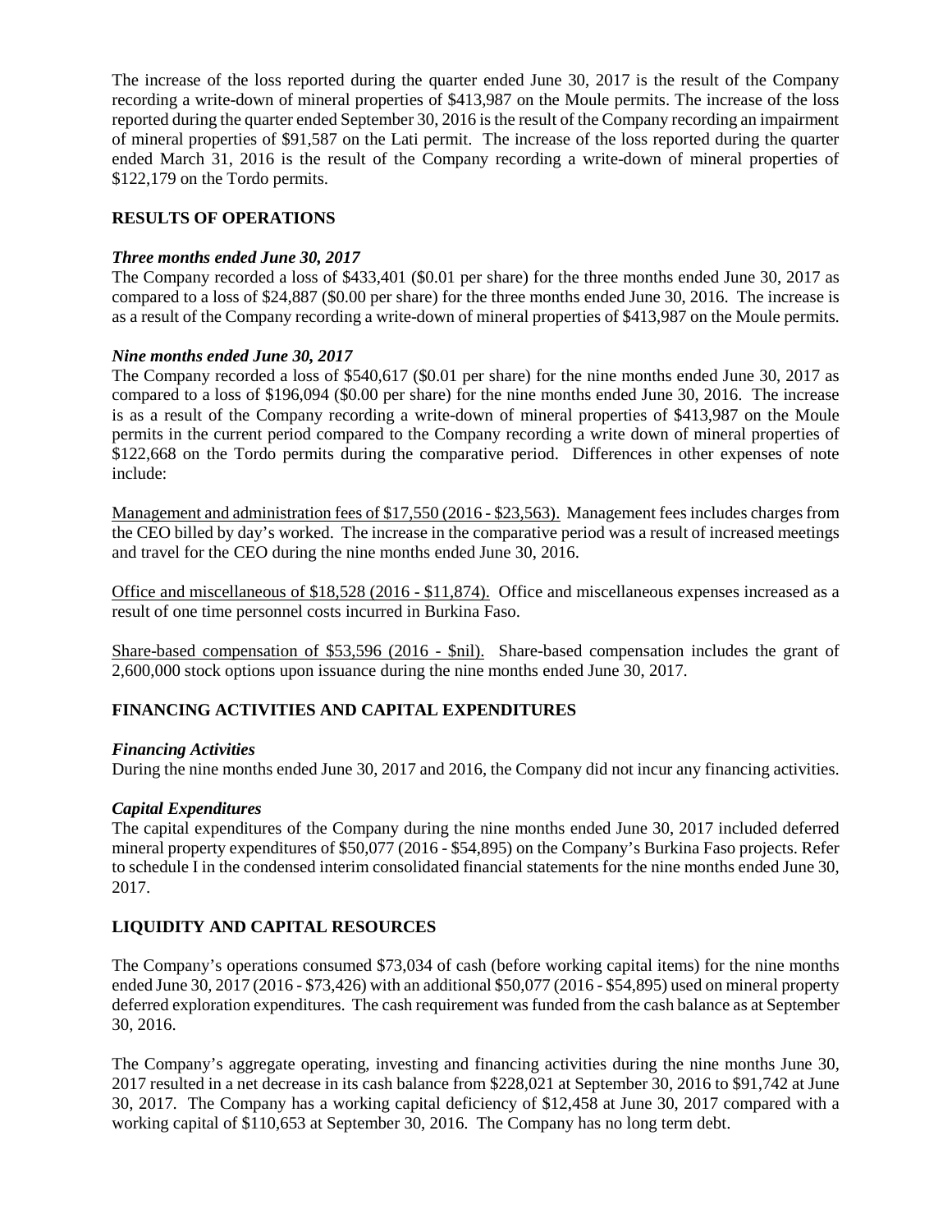The increase of the loss reported during the quarter ended June 30, 2017 is the result of the Company recording a write-down of mineral properties of $413,987 on the Moule permits. The increase of the loss reported during the quarter ended September 30, 2016 is the result of the Company recording an impairment of mineral properties of $91,587 on the Lati permit. The increase of the loss reported during the quarter ended March 31, 2016 is the result of the Company recording a write-down of mineral properties of $122,179 on the Tordo permits.

## RESULTS OF OPERATIONS

### *Three months ended June 30, 2017*

The Company recorded a loss of $433,401 ($0.01 per share) for the three months ended June 30, 2017 as compared to a loss of $24,887 ($0.00 per share) for the three months ended June 30, 2016. The increase is as a result of the Company recording a write-down of mineral properties of $413,987 on the Moule permits.

### *Nine months ended June 30, 2017*

The Company recorded a loss of $540,617 ($0.01 per share) for the nine months ended June 30, 2017 as compared to a loss of $196,094 ($0.00 per share) for the nine months ended June 30, 2016. The increase is as a result of the Company recording a write-down of mineral properties of $413,987 on the Moule permits in the current period compared to the Company recording a write down of mineral properties of $122,668 on the Tordo permits during the comparative period. Differences in other expenses of note include:

Management and administration fees of $17,550 (2016 - $23,563). Management fees includes charges from the CEO billed by day's worked. The increase in the comparative period was a result of increased meetings and travel for the CEO during the nine months ended June 30, 2016.

Office and miscellaneous of $18,528 (2016 - $11,874). Office and miscellaneous expenses increased as a result of one time personnel costs incurred in Burkina Faso.

Share-based compensation of $53,596 (2016 - $nil). Share-based compensation includes the grant of 2,600,000 stock options upon issuance during the nine months ended June 30, 2017.

## FINANCING ACTIVITIES AND CAPITAL EXPENDITURES

### *Financing Activities*

During the nine months ended June 30, 2017 and 2016, the Company did not incur any financing activities.

### *Capital Expenditures*

The capital expenditures of the Company during the nine months ended June 30, 2017 included deferred mineral property expenditures of $50,077 (2016 - $54,895) on the Company's Burkina Faso projects. Refer to schedule I in the condensed interim consolidated financial statements for the nine months ended June 30, 2017.

## LIQUIDITY AND CAPITAL RESOURCES

The Company's operations consumed $73,034 of cash (before working capital items) for the nine months ended June 30, 2017 (2016 - $73,426) with an additional $50,077 (2016 - $54,895) used on mineral property deferred exploration expenditures. The cash requirement was funded from the cash balance as at September 30, 2016.

The Company's aggregate operating, investing and financing activities during the nine months June 30, 2017 resulted in a net decrease in its cash balance from $228,021 at September 30, 2016 to $91,742 at June 30, 2017. The Company has a working capital deficiency of $12,458 at June 30, 2017 compared with a working capital of $110,653 at September 30, 2016. The Company has no long term debt.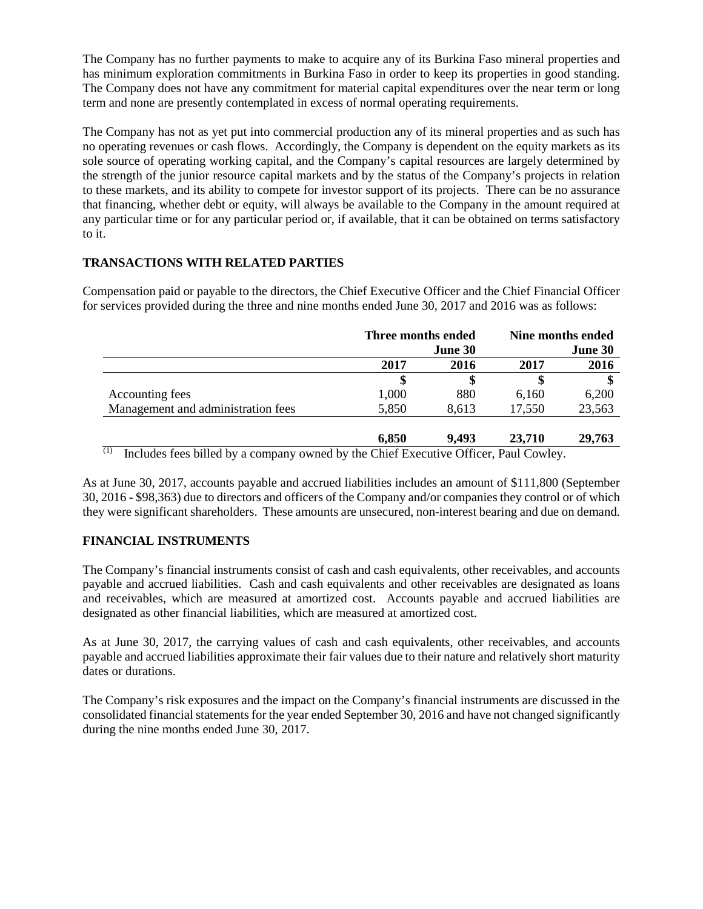The Company has no further payments to make to acquire any of its Burkina Faso mineral properties and has minimum exploration commitments in Burkina Faso in order to keep its properties in good standing. The Company does not have any commitment for material capital expenditures over the near term or long term and none are presently contemplated in excess of normal operating requirements.

The Company has not as yet put into commercial production any of its mineral properties and as such has no operating revenues or cash flows. Accordingly, the Company is dependent on the equity markets as its sole source of operating working capital, and the Company's capital resources are largely determined by the strength of the junior resource capital markets and by the status of the Company's projects in relation to these markets, and its ability to compete for investor support of its projects. There can be no assurance that financing, whether debt or equity, will always be available to the Company in the amount required at any particular time or for any particular period or, if available, that it can be obtained on terms satisfactory to it.

## TRANSACTIONS WITH RELATED PARTIES

Compensation paid or payable to the directors, the Chief Executive Officer and the Chief Financial Officer for services provided during the three and nine months ended June 30, 2017 and 2016 was as follows:

| | Three months ended June 30 | | Nine months ended June 30 | |
|---|---|---|---|---|
| | **2017** | **2016** | **2017** | **2016** |
| | **$** | **$** | **$** | **$** |
| Accounting fees | 1,000 | 880 | 6,160 | 6,200 |
| Management and administration fees | 5,850 | 8,613 | 17,550 | 23,563 |
| | **6,850** | **9,493** | **23,710** | **29,763** |

[1] Includes fees billed by a company owned by the Chief Executive Officer, Paul Cowley.

As at June 30, 2017, accounts payable and accrued liabilities includes an amount of $111,800 (September 30, 2016 - $98,363) due to directors and officers of the Company and/or companies they control or of which they were significant shareholders. These amounts are unsecured, non-interest bearing and due on demand.

## FINANCIAL INSTRUMENTS

The Company's financial instruments consist of cash and cash equivalents, other receivables, and accounts payable and accrued liabilities. Cash and cash equivalents and other receivables are designated as loans and receivables, which are measured at amortized cost. Accounts payable and accrued liabilities are designated as other financial liabilities, which are measured at amortized cost.

As at June 30, 2017, the carrying values of cash and cash equivalents, other receivables, and accounts payable and accrued liabilities approximate their fair values due to their nature and relatively short maturity dates or durations.

The Company's risk exposures and the impact on the Company's financial instruments are discussed in the consolidated financial statements for the year ended September 30, 2016 and have not changed significantly during the nine months ended June 30, 2017.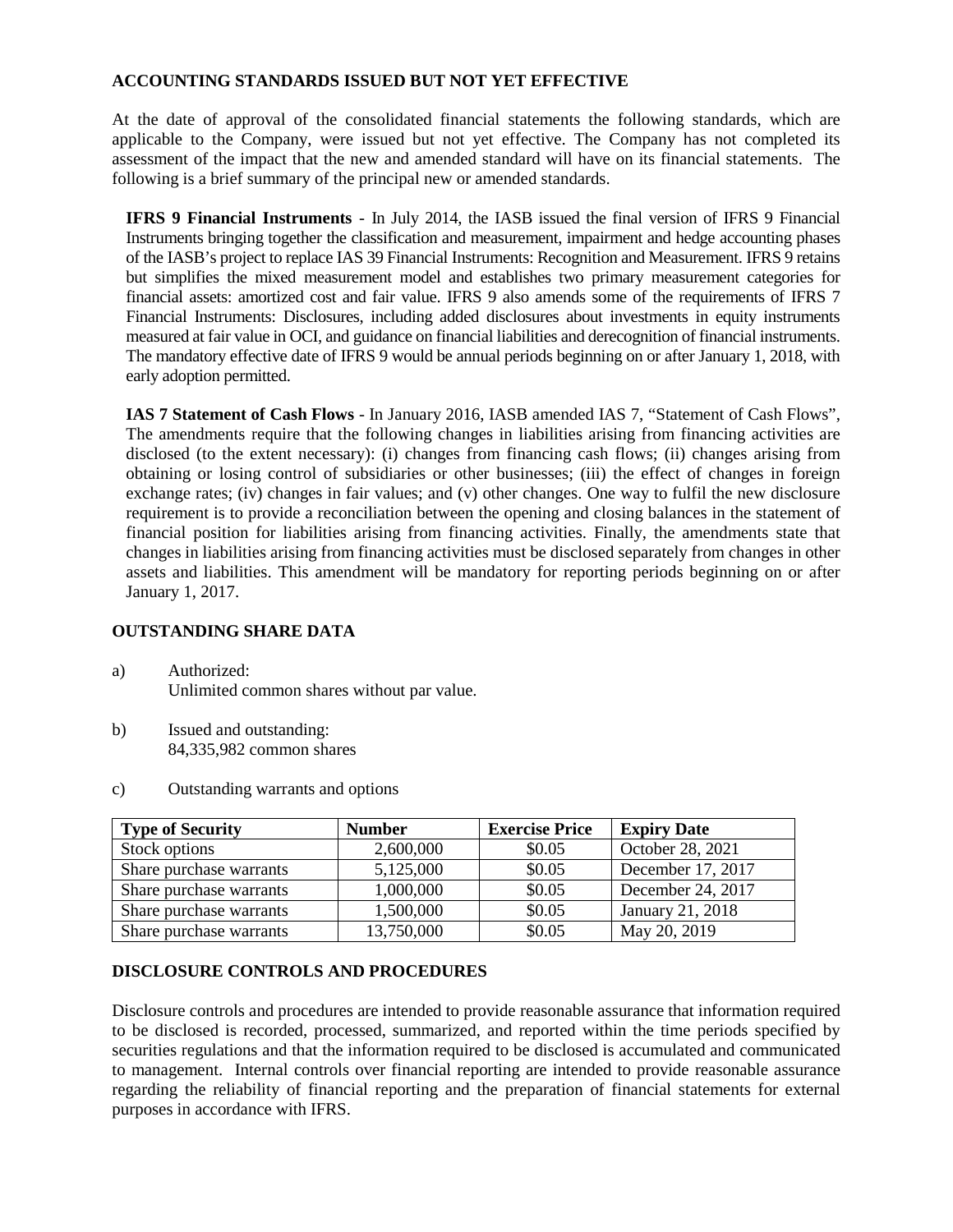## ACCOUNTING STANDARDS ISSUED BUT NOT YET EFFECTIVE

At the date of approval of the consolidated financial statements the following standards, which are applicable to the Company, were issued but not yet effective. The Company has not completed its assessment of the impact that the new and amended standard will have on its financial statements. The following is a brief summary of the principal new or amended standards.

**IFRS 9 Financial Instruments** - In July 2014, the IASB issued the final version of IFRS 9 Financial Instruments bringing together the classification and measurement, impairment and hedge accounting phases of the IASB's project to replace IAS 39 Financial Instruments: Recognition and Measurement. IFRS 9 retains but simplifies the mixed measurement model and establishes two primary measurement categories for financial assets: amortized cost and fair value. IFRS 9 also amends some of the requirements of IFRS 7 Financial Instruments: Disclosures, including added disclosures about investments in equity instruments measured at fair value in OCI, and guidance on financial liabilities and derecognition of financial instruments. The mandatory effective date of IFRS 9 would be annual periods beginning on or after January 1, 2018, with early adoption permitted.

**IAS 7 Statement of Cash Flows** - In January 2016, IASB amended IAS 7, "Statement of Cash Flows", The amendments require that the following changes in liabilities arising from financing activities are disclosed (to the extent necessary): (i) changes from financing cash flows; (ii) changes arising from obtaining or losing control of subsidiaries or other businesses; (iii) the effect of changes in foreign exchange rates; (iv) changes in fair values; and (v) other changes. One way to fulfil the new disclosure requirement is to provide a reconciliation between the opening and closing balances in the statement of financial position for liabilities arising from financing activities. Finally, the amendments state that changes in liabilities arising from financing activities must be disclosed separately from changes in other assets and liabilities. This amendment will be mandatory for reporting periods beginning on or after January 1, 2017.

## OUTSTANDING SHARE DATA

a) Authorized:
Unlimited common shares without par value.

b) Issued and outstanding:
84,335,982 common shares

c) Outstanding warrants and options

| Type of Security | Number | Exercise Price | Expiry Date |
|---|---|---|---|
| Stock options | 2,600,000 | $0.05 | October 28, 2021 |
| Share purchase warrants | 5,125,000 | $0.05 | December 17, 2017 |
| Share purchase warrants | 1,000,000 | $0.05 | December 24, 2017 |
| Share purchase warrants | 1,500,000 | $0.05 | January 21, 2018 |
| Share purchase warrants | 13,750,000 | $0.05 | May 20, 2019 |

## DISCLOSURE CONTROLS AND PROCEDURES

Disclosure controls and procedures are intended to provide reasonable assurance that information required to be disclosed is recorded, processed, summarized, and reported within the time periods specified by securities regulations and that the information required to be disclosed is accumulated and communicated to management. Internal controls over financial reporting are intended to provide reasonable assurance regarding the reliability of financial reporting and the preparation of financial statements for external purposes in accordance with IFRS.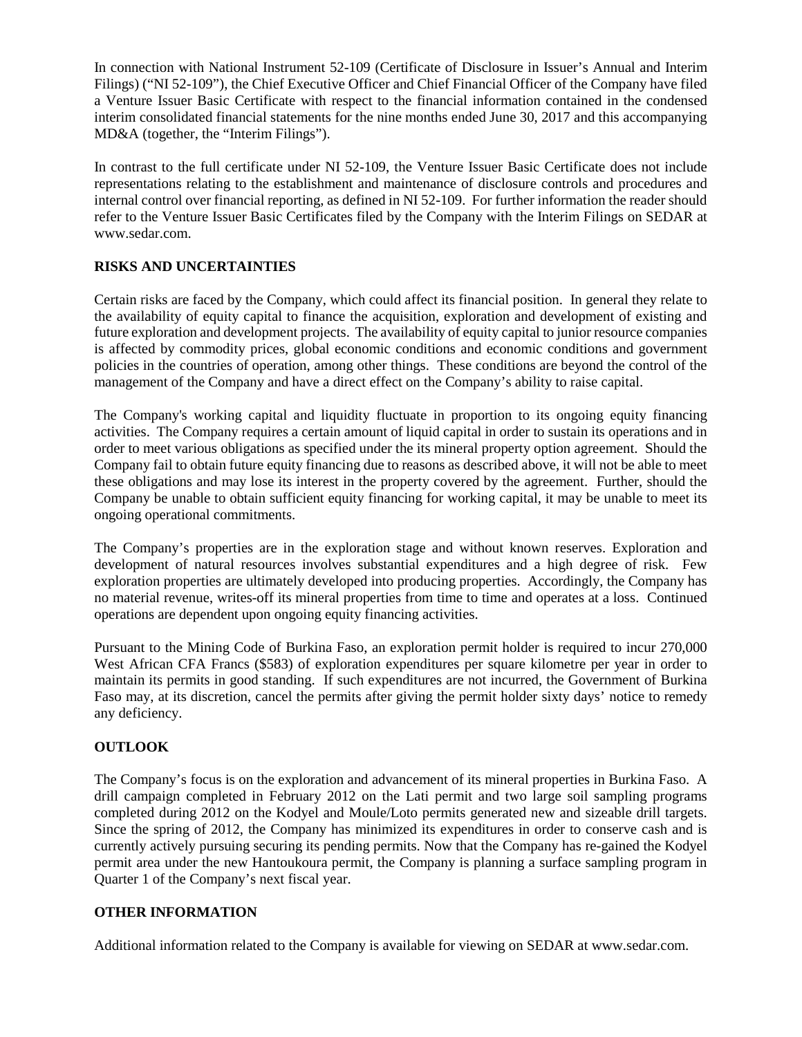In connection with National Instrument 52-109 (Certificate of Disclosure in Issuer's Annual and Interim Filings) ("NI 52-109"), the Chief Executive Officer and Chief Financial Officer of the Company have filed a Venture Issuer Basic Certificate with respect to the financial information contained in the condensed interim consolidated financial statements for the nine months ended June 30, 2017 and this accompanying MD&A (together, the "Interim Filings").

In contrast to the full certificate under NI 52-109, the Venture Issuer Basic Certificate does not include representations relating to the establishment and maintenance of disclosure controls and procedures and internal control over financial reporting, as defined in NI 52-109. For further information the reader should refer to the Venture Issuer Basic Certificates filed by the Company with the Interim Filings on SEDAR at www.sedar.com.

## RISKS AND UNCERTAINTIES

Certain risks are faced by the Company, which could affect its financial position. In general they relate to the availability of equity capital to finance the acquisition, exploration and development of existing and future exploration and development projects. The availability of equity capital to junior resource companies is affected by commodity prices, global economic conditions and economic conditions and government policies in the countries of operation, among other things. These conditions are beyond the control of the management of the Company and have a direct effect on the Company's ability to raise capital.

The Company's working capital and liquidity fluctuate in proportion to its ongoing equity financing activities. The Company requires a certain amount of liquid capital in order to sustain its operations and in order to meet various obligations as specified under the its mineral property option agreement. Should the Company fail to obtain future equity financing due to reasons as described above, it will not be able to meet these obligations and may lose its interest in the property covered by the agreement. Further, should the Company be unable to obtain sufficient equity financing for working capital, it may be unable to meet its ongoing operational commitments.

The Company's properties are in the exploration stage and without known reserves. Exploration and development of natural resources involves substantial expenditures and a high degree of risk. Few exploration properties are ultimately developed into producing properties. Accordingly, the Company has no material revenue, writes-off its mineral properties from time to time and operates at a loss. Continued operations are dependent upon ongoing equity financing activities.

Pursuant to the Mining Code of Burkina Faso, an exploration permit holder is required to incur 270,000 West African CFA Francs ($583) of exploration expenditures per square kilometre per year in order to maintain its permits in good standing. If such expenditures are not incurred, the Government of Burkina Faso may, at its discretion, cancel the permits after giving the permit holder sixty days' notice to remedy any deficiency.

## OUTLOOK

The Company's focus is on the exploration and advancement of its mineral properties in Burkina Faso. A drill campaign completed in February 2012 on the Lati permit and two large soil sampling programs completed during 2012 on the Kodyel and Moule/Loto permits generated new and sizeable drill targets. Since the spring of 2012, the Company has minimized its expenditures in order to conserve cash and is currently actively pursuing securing its pending permits. Now that the Company has re-gained the Kodyel permit area under the new Hantoukoura permit, the Company is planning a surface sampling program in Quarter 1 of the Company's next fiscal year.

## OTHER INFORMATION

Additional information related to the Company is available for viewing on SEDAR at www.sedar.com.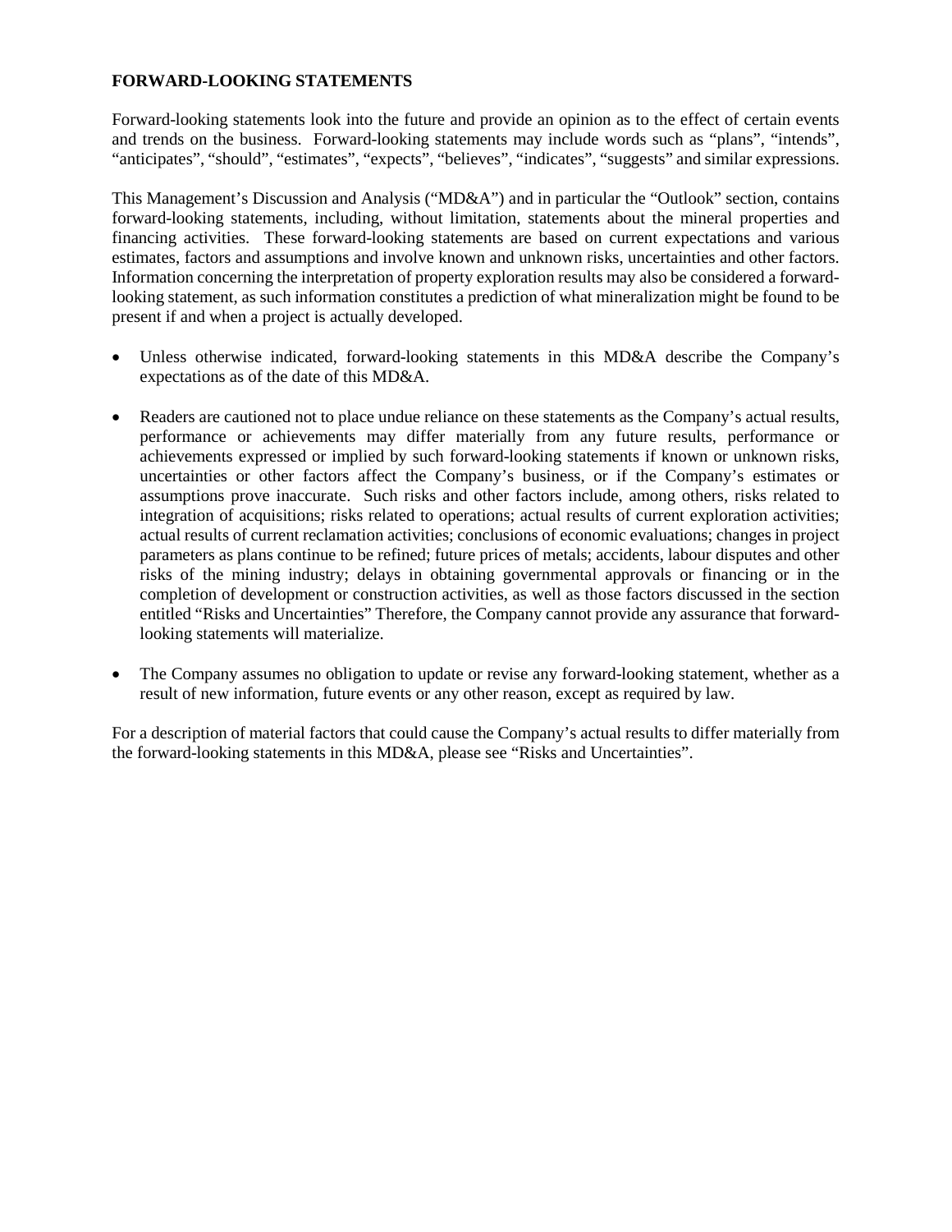**FORWARD-LOOKING STATEMENTS**

Forward-looking statements look into the future and provide an opinion as to the effect of certain events and trends on the business. Forward-looking statements may include words such as "plans", "intends", "anticipates", "should", "estimates", "expects", "believes", "indicates", "suggests" and similar expressions.

This Management's Discussion and Analysis ("MD&A") and in particular the "Outlook" section, contains forward-looking statements, including, without limitation, statements about the mineral properties and financing activities. These forward-looking statements are based on current expectations and various estimates, factors and assumptions and involve known and unknown risks, uncertainties and other factors. Information concerning the interpretation of property exploration results may also be considered a forward-looking statement, as such information constitutes a prediction of what mineralization might be found to be present if and when a project is actually developed.

- Unless otherwise indicated, forward-looking statements in this MD&A describe the Company's expectations as of the date of this MD&A.
- Readers are cautioned not to place undue reliance on these statements as the Company's actual results, performance or achievements may differ materially from any future results, performance or achievements expressed or implied by such forward-looking statements if known or unknown risks, uncertainties or other factors affect the Company's business, or if the Company's estimates or assumptions prove inaccurate. Such risks and other factors include, among others, risks related to integration of acquisitions; risks related to operations; actual results of current exploration activities; actual results of current reclamation activities; conclusions of economic evaluations; changes in project parameters as plans continue to be refined; future prices of metals; accidents, labour disputes and other risks of the mining industry; delays in obtaining governmental approvals or financing or in the completion of development or construction activities, as well as those factors discussed in the section entitled "Risks and Uncertainties" Therefore, the Company cannot provide any assurance that forward-looking statements will materialize.
- The Company assumes no obligation to update or revise any forward-looking statement, whether as a result of new information, future events or any other reason, except as required by law.

For a description of material factors that could cause the Company's actual results to differ materially from the forward-looking statements in this MD&A, please see "Risks and Uncertainties".